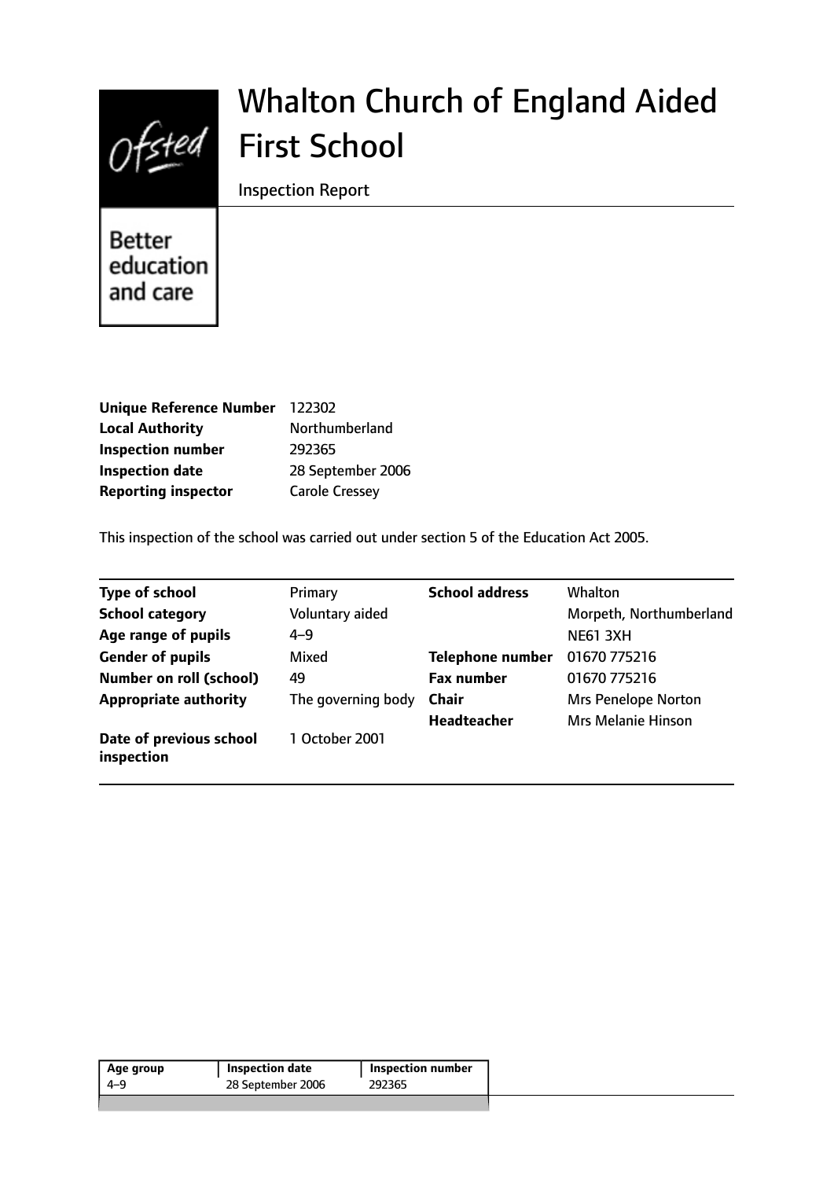# Whalton Church of England Aided First School

Inspection Report

Better education and care

| | |
|---|---|
| **Unique Reference Number** | 122302 |
| **Local Authority** | Northumberland |
| **Inspection number** | 292365 |
| **Inspection date** | 28 September 2006 |
| **Reporting inspector** | Carole Cressey |

This inspection of the school was carried out under section 5 of the Education Act 2005.

| | | | |
|---|---|---|---|
| **Type of school** | Primary | **School address** | Whalton |
| **School category** | Voluntary aided | | Morpeth, Northumberland |
| **Age range of pupils** | 4–9 | | NE61 3XH |
| **Gender of pupils** | Mixed | **Telephone number** | 01670 775216 |
| **Number on roll (school)** | 49 | **Fax number** | 01670 775216 |
| **Appropriate authority** | The governing body | **Chair** | Mrs Penelope Norton |
| | | **Headteacher** | Mrs Melanie Hinson |
| **Date of previous school inspection** | 1 October 2001 | | |

| Age group | Inspection date | Inspection number |
|---|---|---|
| 4–9 | 28 September 2006 | 292365 |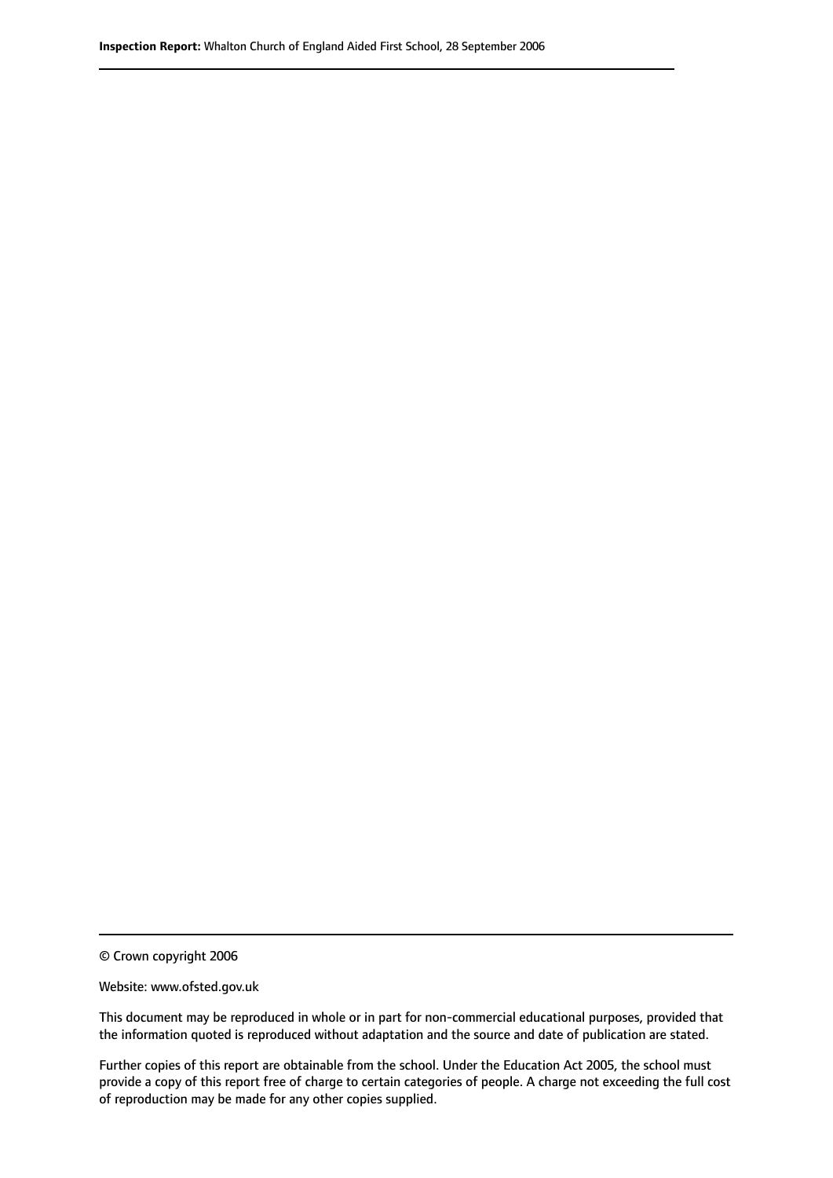© Crown copyright 2006

Website: www.ofsted.gov.uk

This document may be reproduced in whole or in part for non-commercial educational purposes, provided that the information quoted is reproduced without adaptation and the source and date of publication are stated.

Further copies of this report are obtainable from the school. Under the Education Act 2005, the school must provide a copy of this report free of charge to certain categories of people. A charge not exceeding the full cost of reproduction may be made for any other copies supplied.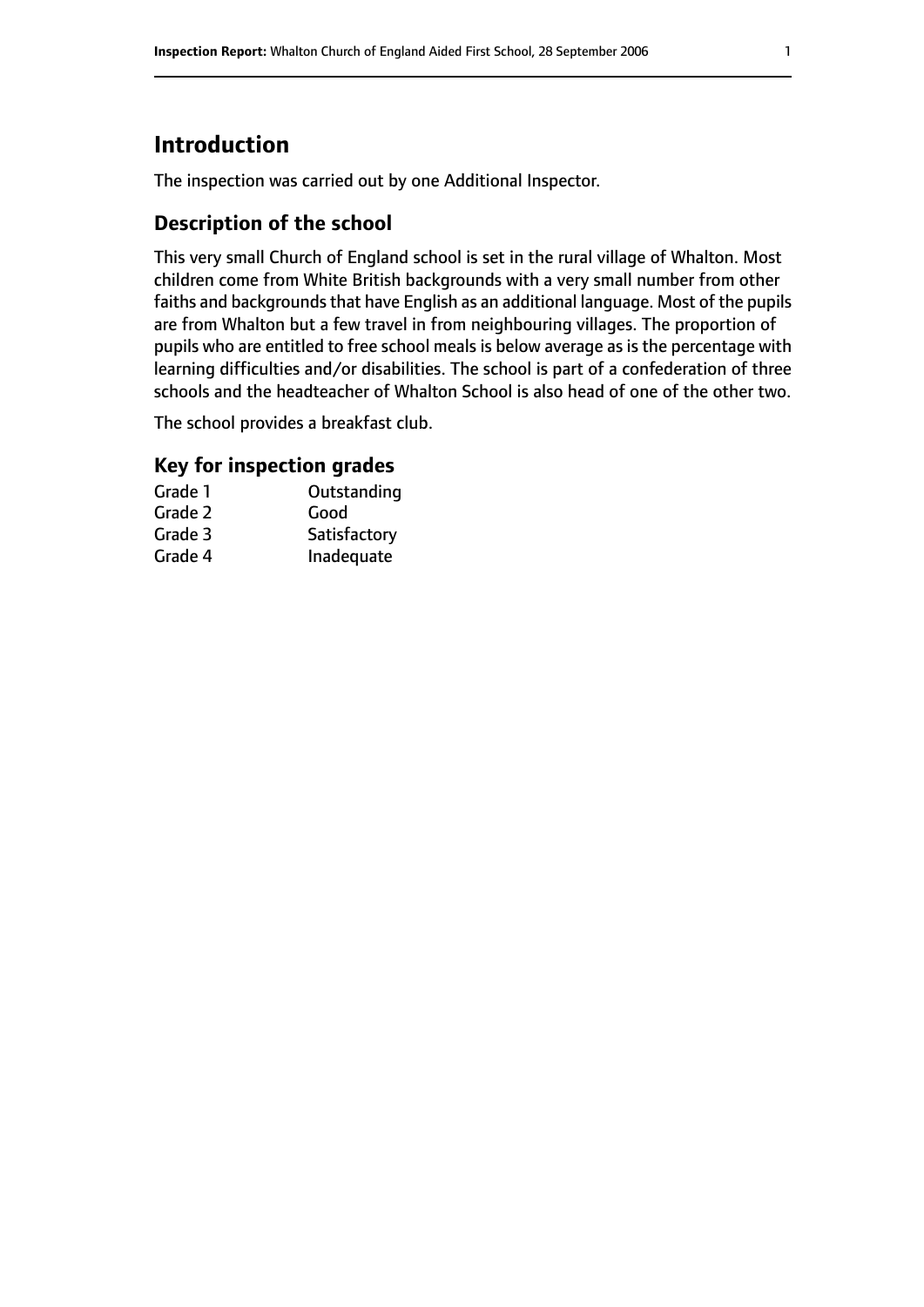## Introduction

The inspection was carried out by one Additional Inspector.

### Description of the school

This very small Church of England school is set in the rural village of Whalton. Most children come from White British backgrounds with a very small number from other faiths and backgrounds that have English as an additional language. Most of the pupils are from Whalton but a few travel in from neighbouring villages. The proportion of pupils who are entitled to free school meals is below average as is the percentage with learning difficulties and/or disabilities. The school is part of a confederation of three schools and the headteacher of Whalton School is also head of one of the other two.

The school provides a breakfast club.

### Key for inspection grades

| | |
|---|---|
| Grade 1 | Outstanding |
| Grade 2 | Good |
| Grade 3 | Satisfactory |
| Grade 4 | Inadequate |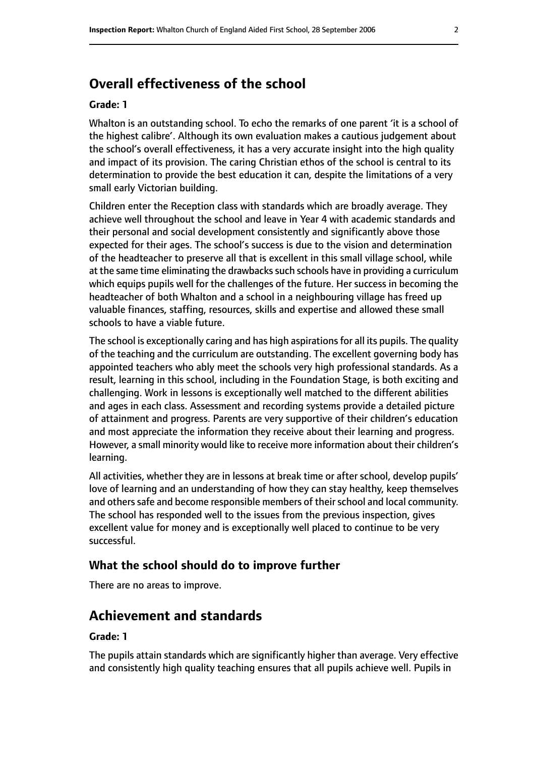## Overall effectiveness of the school

### Grade: 1

Whalton is an outstanding school. To echo the remarks of one parent 'it is a school of the highest calibre'. Although its own evaluation makes a cautious judgement about the school's overall effectiveness, it has a very accurate insight into the high quality and impact of its provision. The caring Christian ethos of the school is central to its determination to provide the best education it can, despite the limitations of a very small early Victorian building.

Children enter the Reception class with standards which are broadly average. They achieve well throughout the school and leave in Year 4 with academic standards and their personal and social development consistently and significantly above those expected for their ages. The school's success is due to the vision and determination of the headteacher to preserve all that is excellent in this small village school, while at the same time eliminating the drawbacks such schools have in providing a curriculum which equips pupils well for the challenges of the future. Her success in becoming the headteacher of both Whalton and a school in a neighbouring village has freed up valuable finances, staffing, resources, skills and expertise and allowed these small schools to have a viable future.

The school is exceptionally caring and has high aspirations for all its pupils. The quality of the teaching and the curriculum are outstanding. The excellent governing body has appointed teachers who ably meet the schools very high professional standards. As a result, learning in this school, including in the Foundation Stage, is both exciting and challenging. Work in lessons is exceptionally well matched to the different abilities and ages in each class. Assessment and recording systems provide a detailed picture of attainment and progress. Parents are very supportive of their children's education and most appreciate the information they receive about their learning and progress. However, a small minority would like to receive more information about their children's learning.

All activities, whether they are in lessons at break time or after school, develop pupils' love of learning and an understanding of how they can stay healthy, keep themselves and others safe and become responsible members of their school and local community. The school has responded well to the issues from the previous inspection, gives excellent value for money and is exceptionally well placed to continue to be very successful.

### What the school should do to improve further

There are no areas to improve.

## Achievement and standards

### Grade: 1

The pupils attain standards which are significantly higher than average. Very effective and consistently high quality teaching ensures that all pupils achieve well. Pupils in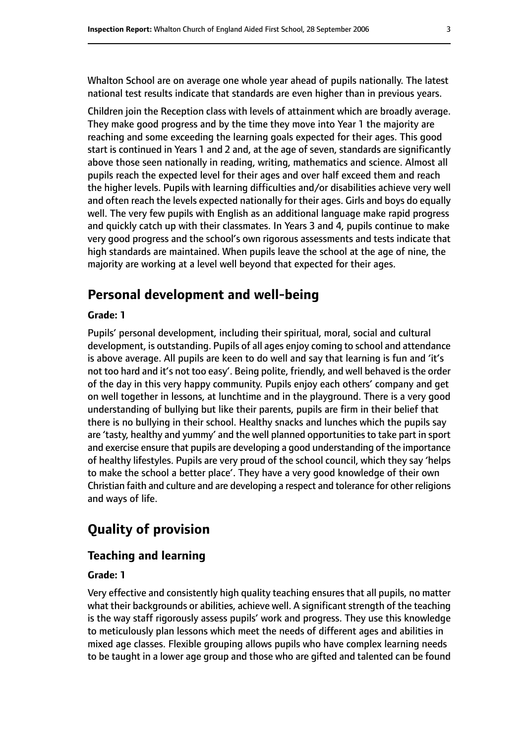Whalton School are on average one whole year ahead of pupils nationally. The latest national test results indicate that standards are even higher than in previous years.

Children join the Reception class with levels of attainment which are broadly average. They make good progress and by the time they move into Year 1 the majority are reaching and some exceeding the learning goals expected for their ages. This good start is continued in Years 1 and 2 and, at the age of seven, standards are significantly above those seen nationally in reading, writing, mathematics and science. Almost all pupils reach the expected level for their ages and over half exceed them and reach the higher levels. Pupils with learning difficulties and/or disabilities achieve very well and often reach the levels expected nationally for their ages. Girls and boys do equally well. The very few pupils with English as an additional language make rapid progress and quickly catch up with their classmates. In Years 3 and 4, pupils continue to make very good progress and the school's own rigorous assessments and tests indicate that high standards are maintained. When pupils leave the school at the age of nine, the majority are working at a level well beyond that expected for their ages.

## Personal development and well-being

**Grade: 1**

Pupils' personal development, including their spiritual, moral, social and cultural development, is outstanding. Pupils of all ages enjoy coming to school and attendance is above average. All pupils are keen to do well and say that learning is fun and 'it's not too hard and it's not too easy'. Being polite, friendly, and well behaved is the order of the day in this very happy community. Pupils enjoy each others' company and get on well together in lessons, at lunchtime and in the playground. There is a very good understanding of bullying but like their parents, pupils are firm in their belief that there is no bullying in their school. Healthy snacks and lunches which the pupils say are 'tasty, healthy and yummy' and the well planned opportunities to take part in sport and exercise ensure that pupils are developing a good understanding of the importance of healthy lifestyles. Pupils are very proud of the school council, which they say 'helps to make the school a better place'. They have a very good knowledge of their own Christian faith and culture and are developing a respect and tolerance for other religions and ways of life.

# Quality of provision

## Teaching and learning

**Grade: 1**

Very effective and consistently high quality teaching ensures that all pupils, no matter what their backgrounds or abilities, achieve well. A significant strength of the teaching is the way staff rigorously assess pupils' work and progress. They use this knowledge to meticulously plan lessons which meet the needs of different ages and abilities in mixed age classes. Flexible grouping allows pupils who have complex learning needs to be taught in a lower age group and those who are gifted and talented can be found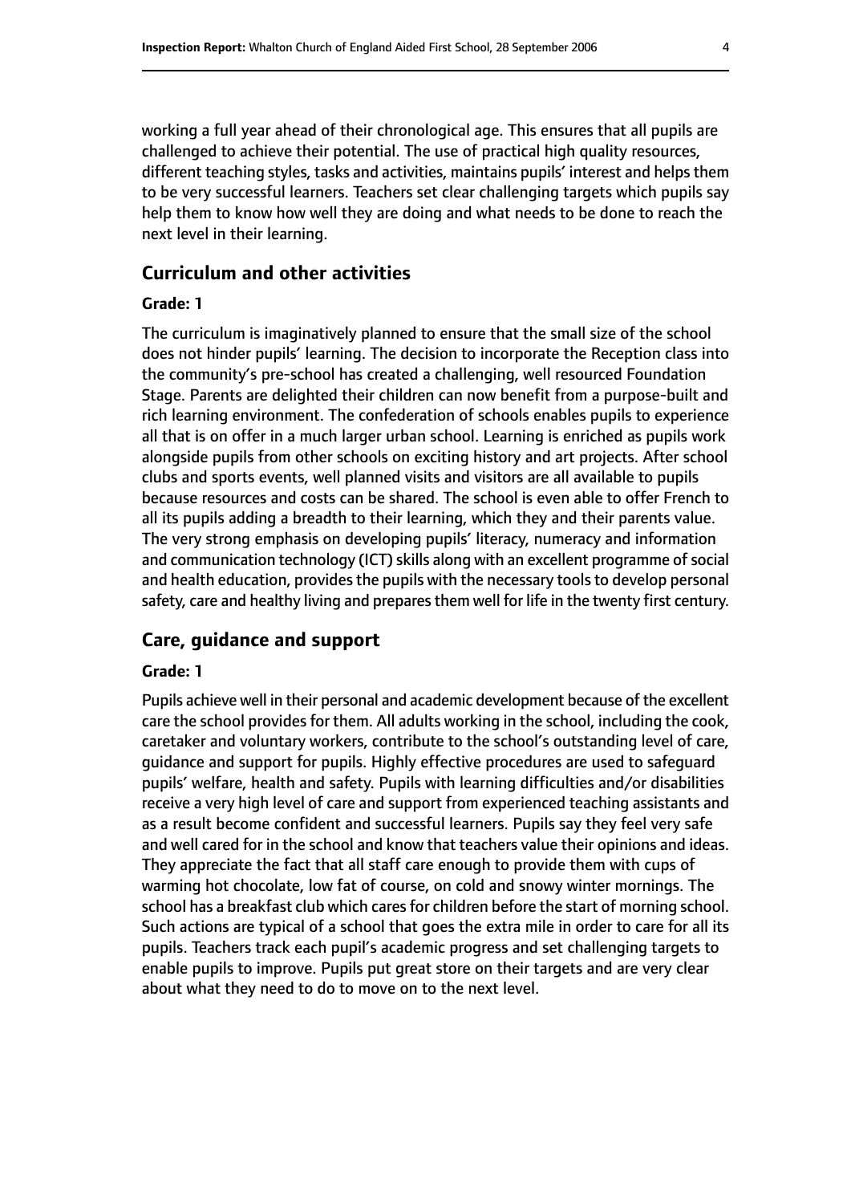working a full year ahead of their chronological age. This ensures that all pupils are challenged to achieve their potential. The use of practical high quality resources, different teaching styles, tasks and activities, maintains pupils' interest and helps them to be very successful learners. Teachers set clear challenging targets which pupils say help them to know how well they are doing and what needs to be done to reach the next level in their learning.

## Curriculum and other activities

#### Grade: 1

The curriculum is imaginatively planned to ensure that the small size of the school does not hinder pupils' learning. The decision to incorporate the Reception class into the community's pre-school has created a challenging, well resourced Foundation Stage. Parents are delighted their children can now benefit from a purpose-built and rich learning environment. The confederation of schools enables pupils to experience all that is on offer in a much larger urban school. Learning is enriched as pupils work alongside pupils from other schools on exciting history and art projects. After school clubs and sports events, well planned visits and visitors are all available to pupils because resources and costs can be shared. The school is even able to offer French to all its pupils adding a breadth to their learning, which they and their parents value. The very strong emphasis on developing pupils' literacy, numeracy and information and communication technology (ICT) skills along with an excellent programme of social and health education, provides the pupils with the necessary tools to develop personal safety, care and healthy living and prepares them well for life in the twenty first century.

## Care, guidance and support

#### Grade: 1

Pupils achieve well in their personal and academic development because of the excellent care the school provides for them. All adults working in the school, including the cook, caretaker and voluntary workers, contribute to the school's outstanding level of care, guidance and support for pupils. Highly effective procedures are used to safeguard pupils' welfare, health and safety. Pupils with learning difficulties and/or disabilities receive a very high level of care and support from experienced teaching assistants and as a result become confident and successful learners. Pupils say they feel very safe and well cared for in the school and know that teachers value their opinions and ideas. They appreciate the fact that all staff care enough to provide them with cups of warming hot chocolate, low fat of course, on cold and snowy winter mornings. The school has a breakfast club which cares for children before the start of morning school. Such actions are typical of a school that goes the extra mile in order to care for all its pupils. Teachers track each pupil's academic progress and set challenging targets to enable pupils to improve. Pupils put great store on their targets and are very clear about what they need to do to move on to the next level.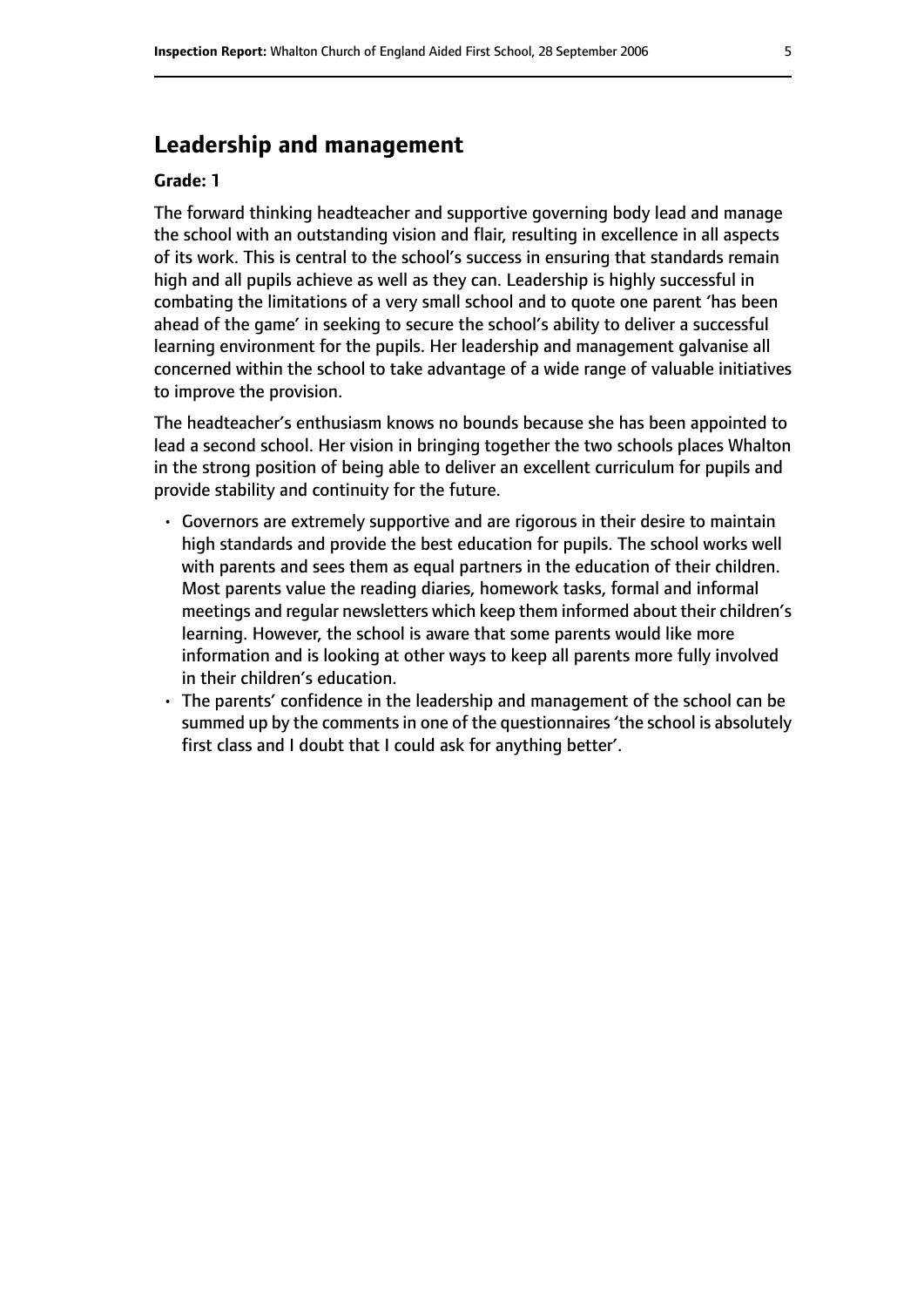## Leadership and management

**Grade: 1**

The forward thinking headteacher and supportive governing body lead and manage the school with an outstanding vision and flair, resulting in excellence in all aspects of its work. This is central to the school's success in ensuring that standards remain high and all pupils achieve as well as they can. Leadership is highly successful in combating the limitations of a very small school and to quote one parent 'has been ahead of the game' in seeking to secure the school's ability to deliver a successful learning environment for the pupils. Her leadership and management galvanise all concerned within the school to take advantage of a wide range of valuable initiatives to improve the provision.

The headteacher's enthusiasm knows no bounds because she has been appointed to lead a second school. Her vision in bringing together the two schools places Whalton in the strong position of being able to deliver an excellent curriculum for pupils and provide stability and continuity for the future.

- Governors are extremely supportive and are rigorous in their desire to maintain high standards and provide the best education for pupils. The school works well with parents and sees them as equal partners in the education of their children. Most parents value the reading diaries, homework tasks, formal and informal meetings and regular newsletters which keep them informed about their children's learning. However, the school is aware that some parents would like more information and is looking at other ways to keep all parents more fully involved in their children's education.
- The parents' confidence in the leadership and management of the school can be summed up by the comments in one of the questionnaires 'the school is absolutely first class and I doubt that I could ask for anything better'.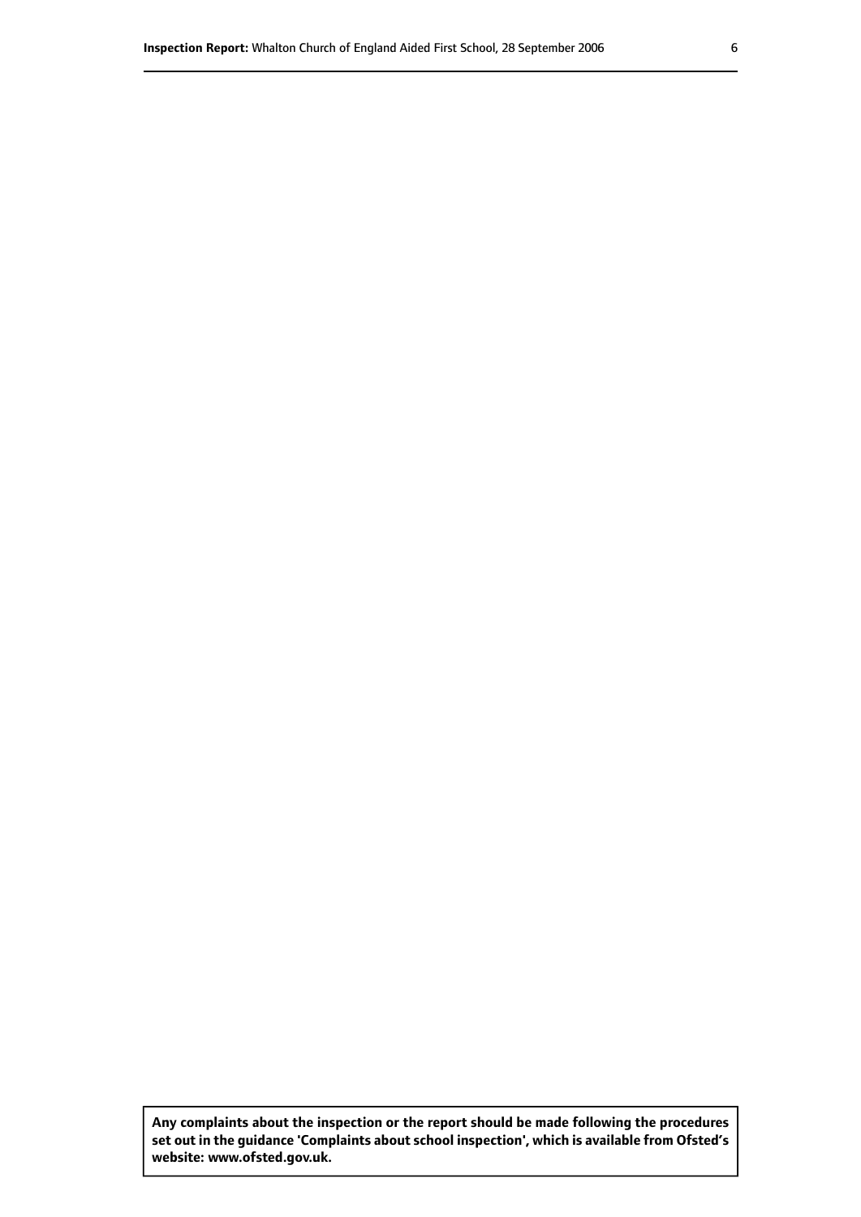**Any complaints about the inspection or the report should be made following the procedures set out in the guidance 'Complaints about school inspection', which is available from Ofsted's website: www.ofsted.gov.uk.**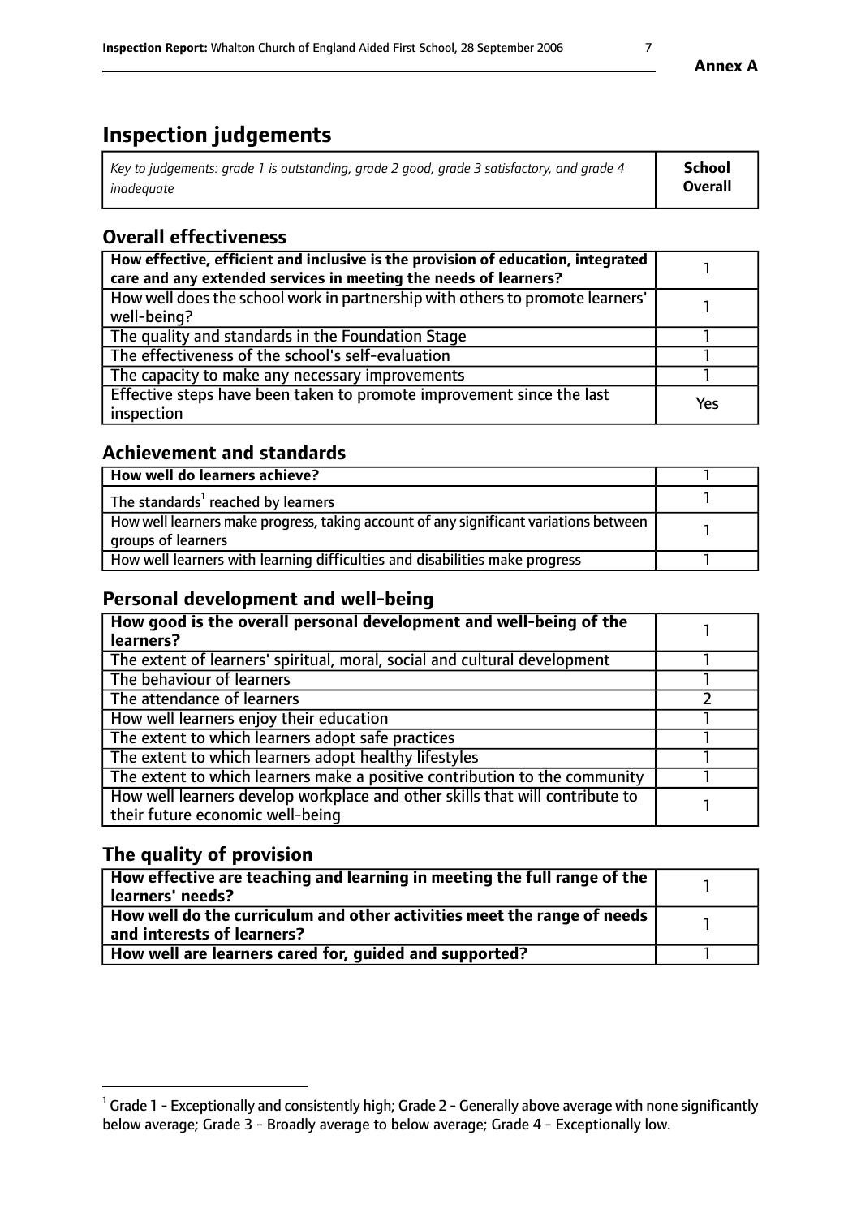**Annex A**

# Inspection judgements

| *Key to judgements: grade 1 is outstanding, grade 2 good, grade 3 satisfactory, and grade 4 inadequate* | **School Overall** |
|---|---|

## Overall effectiveness

| | |
|---|---|
| **How effective, efficient and inclusive is the provision of education, integrated care and any extended services in meeting the needs of learners?** | 1 |
| How well does the school work in partnership with others to promote learners' well-being? | 1 |
| The quality and standards in the Foundation Stage | 1 |
| The effectiveness of the school's self-evaluation | 1 |
| The capacity to make any necessary improvements | 1 |
| Effective steps have been taken to promote improvement since the last inspection | Yes |

## Achievement and standards

| | |
|---|---|
| **How well do learners achieve?** | 1 |
| The standards[1] reached by learners | 1 |
| How well learners make progress, taking account of any significant variations between groups of learners | 1 |
| How well learners with learning difficulties and disabilities make progress | 1 |

## Personal development and well-being

| | |
|---|---|
| **How good is the overall personal development and well-being of the learners?** | 1 |
| The extent of learners' spiritual, moral, social and cultural development | 1 |
| The behaviour of learners | 1 |
| The attendance of learners | 2 |
| How well learners enjoy their education | 1 |
| The extent to which learners adopt safe practices | 1 |
| The extent to which learners adopt healthy lifestyles | 1 |
| The extent to which learners make a positive contribution to the community | 1 |
| How well learners develop workplace and other skills that will contribute to their future economic well-being | 1 |

## The quality of provision

| | |
|---|---|
| **How effective are teaching and learning in meeting the full range of the learners' needs?** | 1 |
| **How well do the curriculum and other activities meet the range of needs and interests of learners?** | 1 |
| **How well are learners cared for, guided and supported?** | 1 |

[1] Grade 1 - Exceptionally and consistently high; Grade 2 - Generally above average with none significantly below average; Grade 3 - Broadly average to below average; Grade 4 - Exceptionally low.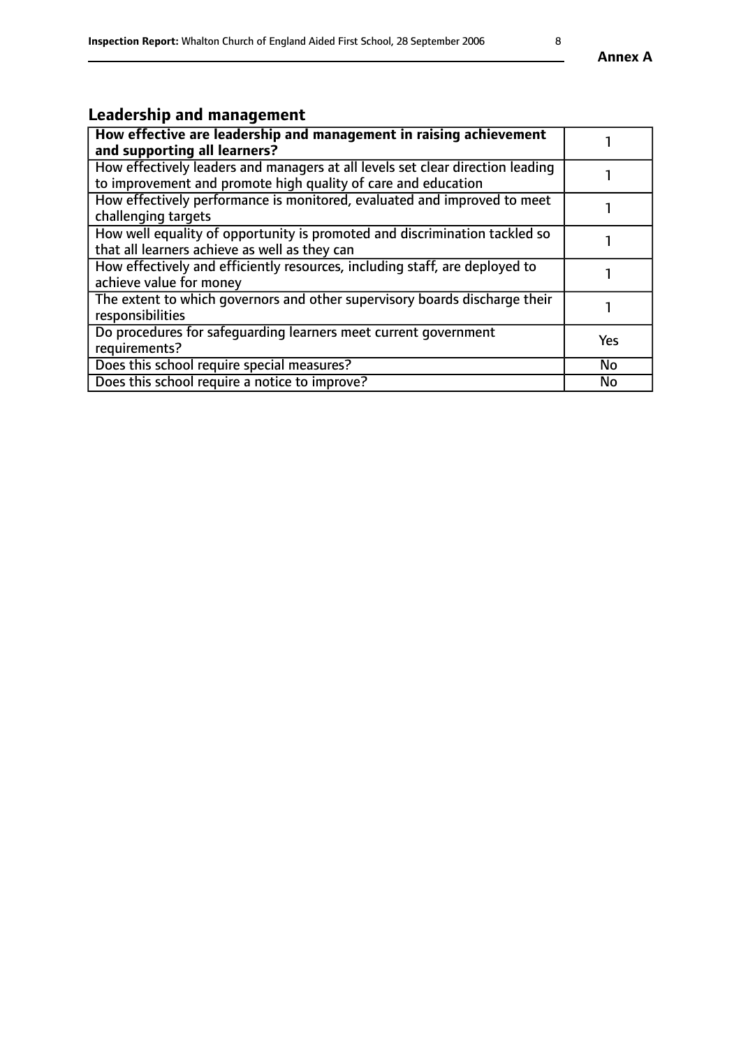## Leadership and management

| **How effective are leadership and management in raising achievement and supporting all learners?** | 1 |
|---|---|
| How effectively leaders and managers at all levels set clear direction leading to improvement and promote high quality of care and education | 1 |
| How effectively performance is monitored, evaluated and improved to meet challenging targets | 1 |
| How well equality of opportunity is promoted and discrimination tackled so that all learners achieve as well as they can | 1 |
| How effectively and efficiently resources, including staff, are deployed to achieve value for money | 1 |
| The extent to which governors and other supervisory boards discharge their responsibilities | 1 |
| Do procedures for safeguarding learners meet current government requirements? | Yes |
| Does this school require special measures? | No |
| Does this school require a notice to improve? | No |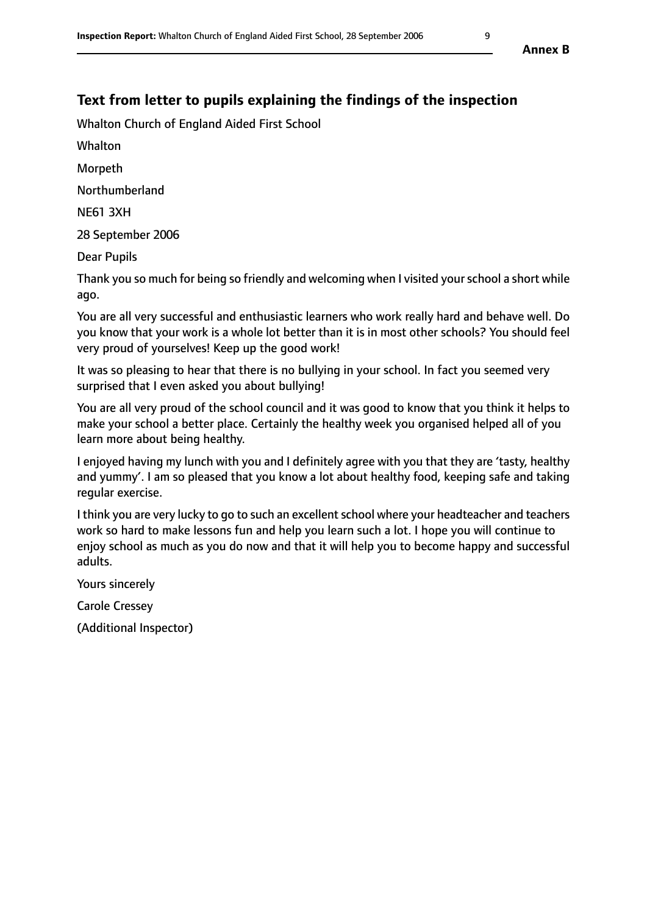## Text from letter to pupils explaining the findings of the inspection

Whalton Church of England Aided First School

Whalton

Morpeth

Northumberland

NE61 3XH

28 September 2006

Dear Pupils

Thank you so much for being so friendly and welcoming when I visited your school a short while ago.

You are all very successful and enthusiastic learners who work really hard and behave well. Do you know that your work is a whole lot better than it is in most other schools? You should feel very proud of yourselves! Keep up the good work!

It was so pleasing to hear that there is no bullying in your school. In fact you seemed very surprised that I even asked you about bullying!

You are all very proud of the school council and it was good to know that you think it helps to make your school a better place. Certainly the healthy week you organised helped all of you learn more about being healthy.

I enjoyed having my lunch with you and I definitely agree with you that they are 'tasty, healthy and yummy'. I am so pleased that you know a lot about healthy food, keeping safe and taking regular exercise.

I think you are very lucky to go to such an excellent school where your headteacher and teachers work so hard to make lessons fun and help you learn such a lot. I hope you will continue to enjoy school as much as you do now and that it will help you to become happy and successful adults.

Yours sincerely

Carole Cressey

(Additional Inspector)